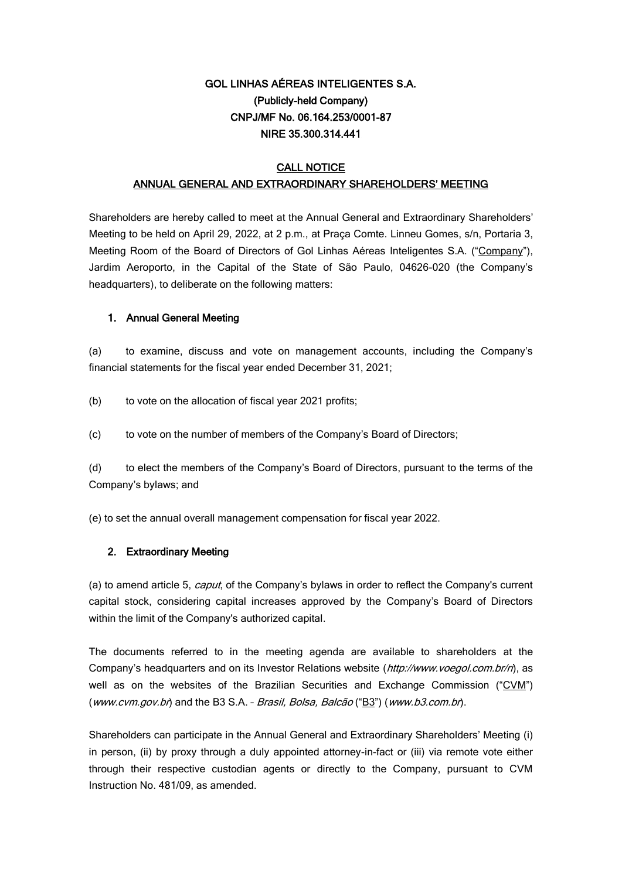**GOL LINHAS AÉREAS INTELIGENTES S.A.**
**(Publicly-held Company)**
**CNPJ/MF No. 06.164.253/0001-87**
**NIRE 35.300.314.441**

**CALL NOTICE**
**ANNUAL GENERAL AND EXTRAORDINARY SHAREHOLDERS' MEETING**

Shareholders are hereby called to meet at the Annual General and Extraordinary Shareholders' Meeting to be held on April 29, 2022, at 2 p.m., at Praça Comte. Linneu Gomes, s/n, Portaria 3, Meeting Room of the Board of Directors of Gol Linhas Aéreas Inteligentes S.A. ("Company"), Jardim Aeroporto, in the Capital of the State of São Paulo, 04626-020 (the Company's headquarters), to deliberate on the following matters:

1. **Annual General Meeting**

(a) to examine, discuss and vote on management accounts, including the Company's financial statements for the fiscal year ended December 31, 2021;

(b) to vote on the allocation of fiscal year 2021 profits;

(c) to vote on the number of members of the Company's Board of Directors;

(d) to elect the members of the Company's Board of Directors, pursuant to the terms of the Company's bylaws; and

(e) to set the annual overall management compensation for fiscal year 2022.

2. **Extraordinary Meeting**

(a) to amend article 5, *caput*, of the Company's bylaws in order to reflect the Company's current capital stock, considering capital increases approved by the Company's Board of Directors within the limit of the Company's authorized capital.

The documents referred to in the meeting agenda are available to shareholders at the Company's headquarters and on its Investor Relations website (*http://www.voegol.com.br/ri*), as well as on the websites of the Brazilian Securities and Exchange Commission ("CVM") (*www.cvm.gov.br*) and the B3 S.A. – *Brasil, Bolsa, Balcão* ("B3") (*www.b3.com.br*).

Shareholders can participate in the Annual General and Extraordinary Shareholders' Meeting (i) in person, (ii) by proxy through a duly appointed attorney-in-fact or (iii) via remote vote either through their respective custodian agents or directly to the Company, pursuant to CVM Instruction No. 481/09, as amended.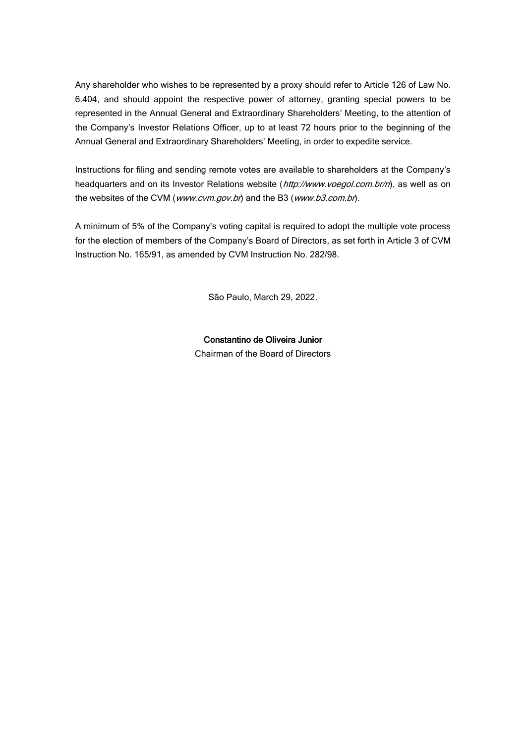Any shareholder who wishes to be represented by a proxy should refer to Article 126 of Law No. 6.404, and should appoint the respective power of attorney, granting special powers to be represented in the Annual General and Extraordinary Shareholders' Meeting, to the attention of the Company's Investor Relations Officer, up to at least 72 hours prior to the beginning of the Annual General and Extraordinary Shareholders' Meeting, in order to expedite service.

Instructions for filing and sending remote votes are available to shareholders at the Company's headquarters and on its Investor Relations website (*http://www.voegol.com.br/ri*), as well as on the websites of the CVM (*www.cvm.gov.br*) and the B3 (*www.b3.com.br*).

A minimum of 5% of the Company's voting capital is required to adopt the multiple vote process for the election of members of the Company's Board of Directors, as set forth in Article 3 of CVM Instruction No. 165/91, as amended by CVM Instruction No. 282/98.

São Paulo, March 29, 2022.

**Constantino de Oliveira Junior**
Chairman of the Board of Directors